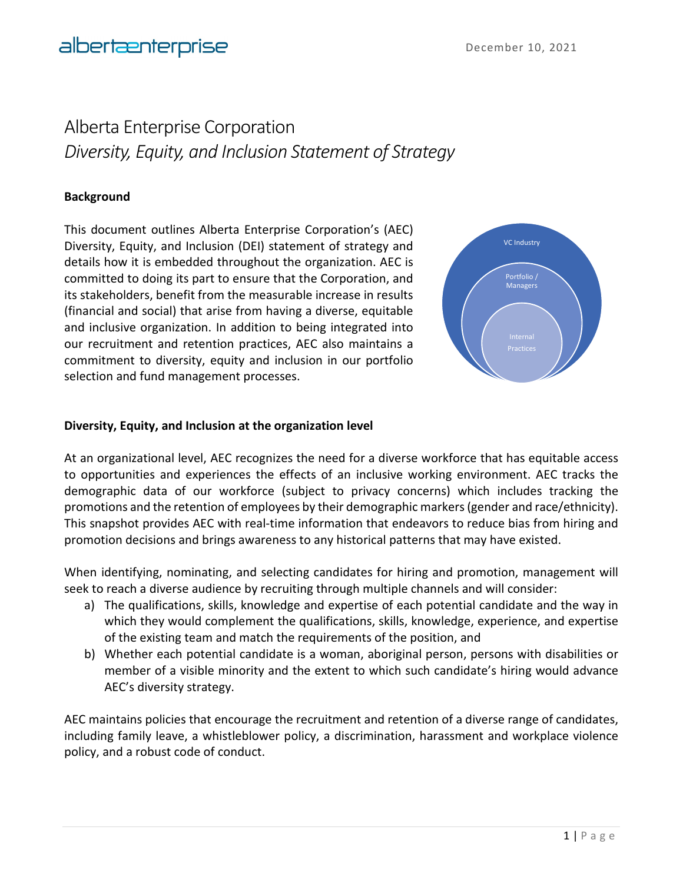December 10, 2021

# Alberta Enterprise Corporation
## *Diversity, Equity, and Inclusion Statement of Strategy*

**Background**

This document outlines Alberta Enterprise Corporation's (AEC) Diversity, Equity, and Inclusion (DEI) statement of strategy and details how it is embedded throughout the organization. AEC is committed to doing its part to ensure that the Corporation, and its stakeholders, benefit from the measurable increase in results (financial and social) that arise from having a diverse, equitable and inclusive organization. In addition to being integrated into our recruitment and retention practices, AEC also maintains a commitment to diversity, equity and inclusion in our portfolio selection and fund management processes.

VC Industry

Portfolio / Managers

Internal Practices

**Diversity, Equity, and Inclusion at the organization level**

At an organizational level, AEC recognizes the need for a diverse workforce that has equitable access to opportunities and experiences the effects of an inclusive working environment. AEC tracks the demographic data of our workforce (subject to privacy concerns) which includes tracking the promotions and the retention of employees by their demographic markers (gender and race/ethnicity). This snapshot provides AEC with real-time information that endeavors to reduce bias from hiring and promotion decisions and brings awareness to any historical patterns that may have existed.

When identifying, nominating, and selecting candidates for hiring and promotion, management will seek to reach a diverse audience by recruiting through multiple channels and will consider:

a) The qualifications, skills, knowledge and expertise of each potential candidate and the way in which they would complement the qualifications, skills, knowledge, experience, and expertise of the existing team and match the requirements of the position, and
b) Whether each potential candidate is a woman, aboriginal person, persons with disabilities or member of a visible minority and the extent to which such candidate's hiring would advance AEC's diversity strategy.

AEC maintains policies that encourage the recruitment and retention of a diverse range of candidates, including family leave, a whistleblower policy, a discrimination, harassment and workplace violence policy, and a robust code of conduct.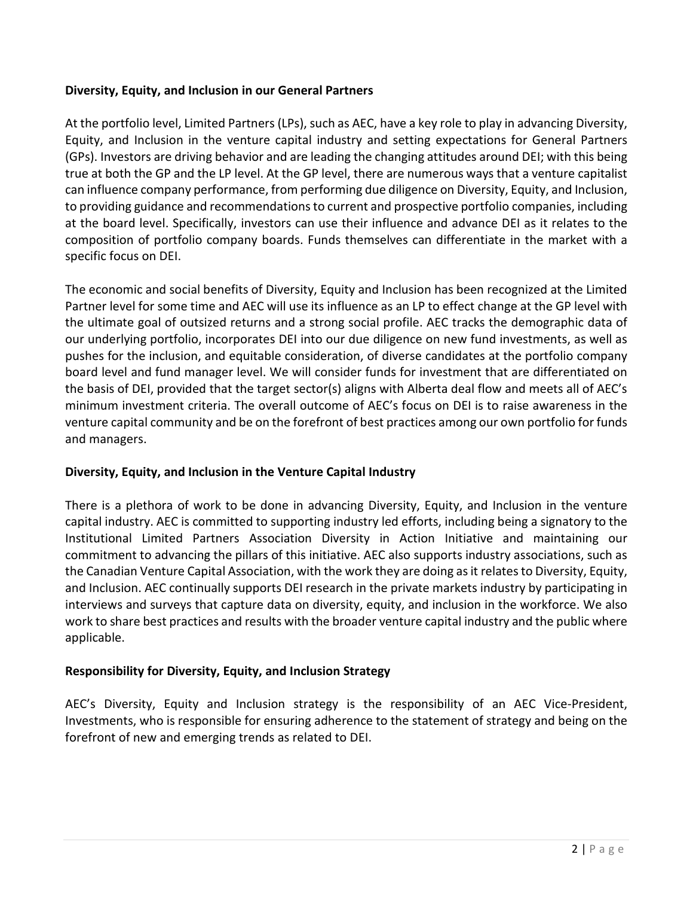**Diversity, Equity, and Inclusion in our General Partners**

At the portfolio level, Limited Partners (LPs), such as AEC, have a key role to play in advancing Diversity, Equity, and Inclusion in the venture capital industry and setting expectations for General Partners (GPs). Investors are driving behavior and are leading the changing attitudes around DEI; with this being true at both the GP and the LP level. At the GP level, there are numerous ways that a venture capitalist can influence company performance, from performing due diligence on Diversity, Equity, and Inclusion, to providing guidance and recommendations to current and prospective portfolio companies, including at the board level. Specifically, investors can use their influence and advance DEI as it relates to the composition of portfolio company boards. Funds themselves can differentiate in the market with a specific focus on DEI.

The economic and social benefits of Diversity, Equity and Inclusion has been recognized at the Limited Partner level for some time and AEC will use its influence as an LP to effect change at the GP level with the ultimate goal of outsized returns and a strong social profile. AEC tracks the demographic data of our underlying portfolio, incorporates DEI into our due diligence on new fund investments, as well as pushes for the inclusion, and equitable consideration, of diverse candidates at the portfolio company board level and fund manager level. We will consider funds for investment that are differentiated on the basis of DEI, provided that the target sector(s) aligns with Alberta deal flow and meets all of AEC's minimum investment criteria. The overall outcome of AEC's focus on DEI is to raise awareness in the venture capital community and be on the forefront of best practices among our own portfolio for funds and managers.

**Diversity, Equity, and Inclusion in the Venture Capital Industry**

There is a plethora of work to be done in advancing Diversity, Equity, and Inclusion in the venture capital industry. AEC is committed to supporting industry led efforts, including being a signatory to the Institutional Limited Partners Association Diversity in Action Initiative and maintaining our commitment to advancing the pillars of this initiative. AEC also supports industry associations, such as the Canadian Venture Capital Association, with the work they are doing as it relates to Diversity, Equity, and Inclusion. AEC continually supports DEI research in the private markets industry by participating in interviews and surveys that capture data on diversity, equity, and inclusion in the workforce. We also work to share best practices and results with the broader venture capital industry and the public where applicable.

**Responsibility for Diversity, Equity, and Inclusion Strategy**

AEC's Diversity, Equity and Inclusion strategy is the responsibility of an AEC Vice-President, Investments, who is responsible for ensuring adherence to the statement of strategy and being on the forefront of new and emerging trends as related to DEI.